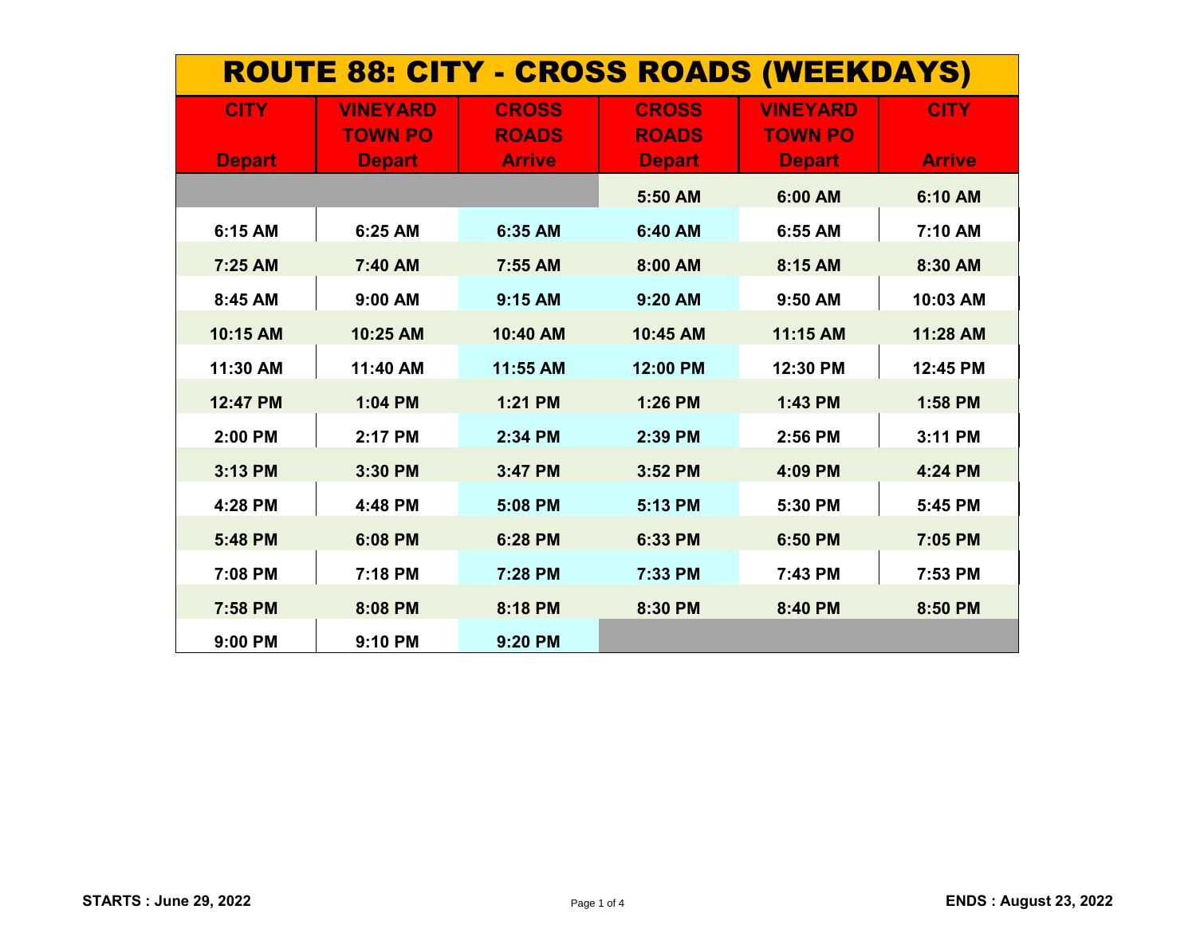# ROUTE 88: CITY - CROSS ROADS (WEEKDAYS)

| CITY Depart | VINEYARD TOWN PO Depart | CROSS ROADS Arrive | CROSS ROADS Depart | VINEYARD TOWN PO Depart | CITY Arrive |
|---|---|---|---|---|---|
| | | | 5:50 AM | 6:00 AM | 6:10 AM |
| 6:15 AM | 6:25 AM | 6:35 AM | 6:40 AM | 6:55 AM | 7:10 AM |
| 7:25 AM | 7:40 AM | 7:55 AM | 8:00 AM | 8:15 AM | 8:30 AM |
| 8:45 AM | 9:00 AM | 9:15 AM | 9:20 AM | 9:50 AM | 10:03 AM |
| 10:15 AM | 10:25 AM | 10:40 AM | 10:45 AM | 11:15 AM | 11:28 AM |
| 11:30 AM | 11:40 AM | 11:55 AM | 12:00 PM | 12:30 PM | 12:45 PM |
| 12:47 PM | 1:04 PM | 1:21 PM | 1:26 PM | 1:43 PM | 1:58 PM |
| 2:00 PM | 2:17 PM | 2:34 PM | 2:39 PM | 2:56 PM | 3:11 PM |
| 3:13 PM | 3:30 PM | 3:47 PM | 3:52 PM | 4:09 PM | 4:24 PM |
| 4:28 PM | 4:48 PM | 5:08 PM | 5:13 PM | 5:30 PM | 5:45 PM |
| 5:48 PM | 6:08 PM | 6:28 PM | 6:33 PM | 6:50 PM | 7:05 PM |
| 7:08 PM | 7:18 PM | 7:28 PM | 7:33 PM | 7:43 PM | 7:53 PM |
| 7:58 PM | 8:08 PM | 8:18 PM | 8:30 PM | 8:40 PM | 8:50 PM |
| 9:00 PM | 9:10 PM | 9:20 PM | | | |

**STARTS : June 29, 2022**

**ENDS : August 23, 2022**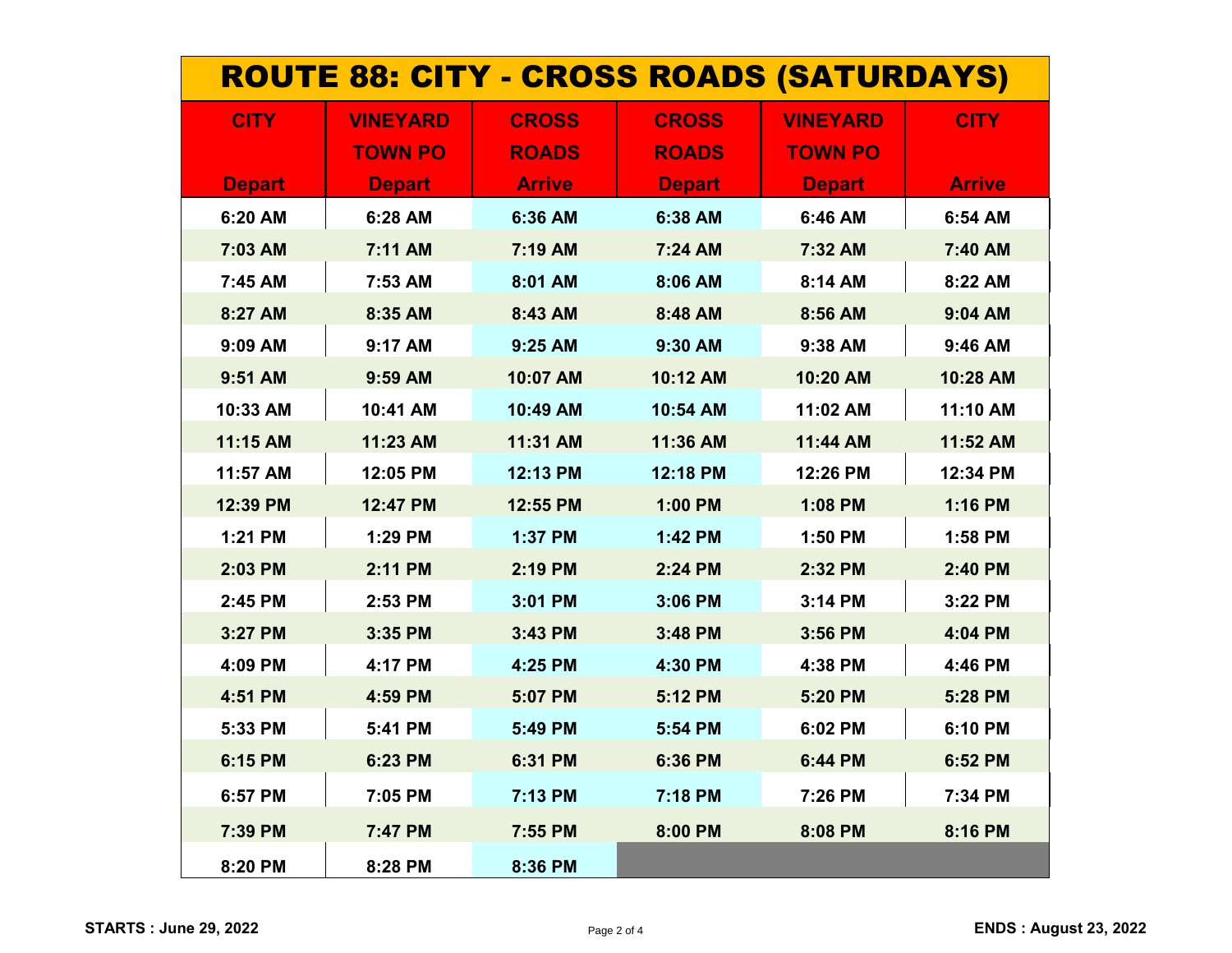# ROUTE 88: CITY - CROSS ROADS (SATURDAYS)

| CITY<br>Depart | VINEYARD TOWN PO<br>Depart | CROSS ROADS<br>Arrive | CROSS ROADS<br>Depart | VINEYARD TOWN PO<br>Depart | CITY<br>Arrive |
|---|---|---|---|---|---|
| 6:20 AM | 6:28 AM | 6:36 AM | 6:38 AM | 6:46 AM | 6:54 AM |
| 7:03 AM | 7:11 AM | 7:19 AM | 7:24 AM | 7:32 AM | 7:40 AM |
| 7:45 AM | 7:53 AM | 8:01 AM | 8:06 AM | 8:14 AM | 8:22 AM |
| 8:27 AM | 8:35 AM | 8:43 AM | 8:48 AM | 8:56 AM | 9:04 AM |
| 9:09 AM | 9:17 AM | 9:25 AM | 9:30 AM | 9:38 AM | 9:46 AM |
| 9:51 AM | 9:59 AM | 10:07 AM | 10:12 AM | 10:20 AM | 10:28 AM |
| 10:33 AM | 10:41 AM | 10:49 AM | 10:54 AM | 11:02 AM | 11:10 AM |
| 11:15 AM | 11:23 AM | 11:31 AM | 11:36 AM | 11:44 AM | 11:52 AM |
| 11:57 AM | 12:05 PM | 12:13 PM | 12:18 PM | 12:26 PM | 12:34 PM |
| 12:39 PM | 12:47 PM | 12:55 PM | 1:00 PM | 1:08 PM | 1:16 PM |
| 1:21 PM | 1:29 PM | 1:37 PM | 1:42 PM | 1:50 PM | 1:58 PM |
| 2:03 PM | 2:11 PM | 2:19 PM | 2:24 PM | 2:32 PM | 2:40 PM |
| 2:45 PM | 2:53 PM | 3:01 PM | 3:06 PM | 3:14 PM | 3:22 PM |
| 3:27 PM | 3:35 PM | 3:43 PM | 3:48 PM | 3:56 PM | 4:04 PM |
| 4:09 PM | 4:17 PM | 4:25 PM | 4:30 PM | 4:38 PM | 4:46 PM |
| 4:51 PM | 4:59 PM | 5:07 PM | 5:12 PM | 5:20 PM | 5:28 PM |
| 5:33 PM | 5:41 PM | 5:49 PM | 5:54 PM | 6:02 PM | 6:10 PM |
| 6:15 PM | 6:23 PM | 6:31 PM | 6:36 PM | 6:44 PM | 6:52 PM |
| 6:57 PM | 7:05 PM | 7:13 PM | 7:18 PM | 7:26 PM | 7:34 PM |
| 7:39 PM | 7:47 PM | 7:55 PM | 8:00 PM | 8:08 PM | 8:16 PM |
| 8:20 PM | 8:28 PM | 8:36 PM | | | |

**STARTS : June 29, 2022** **ENDS : August 23, 2022**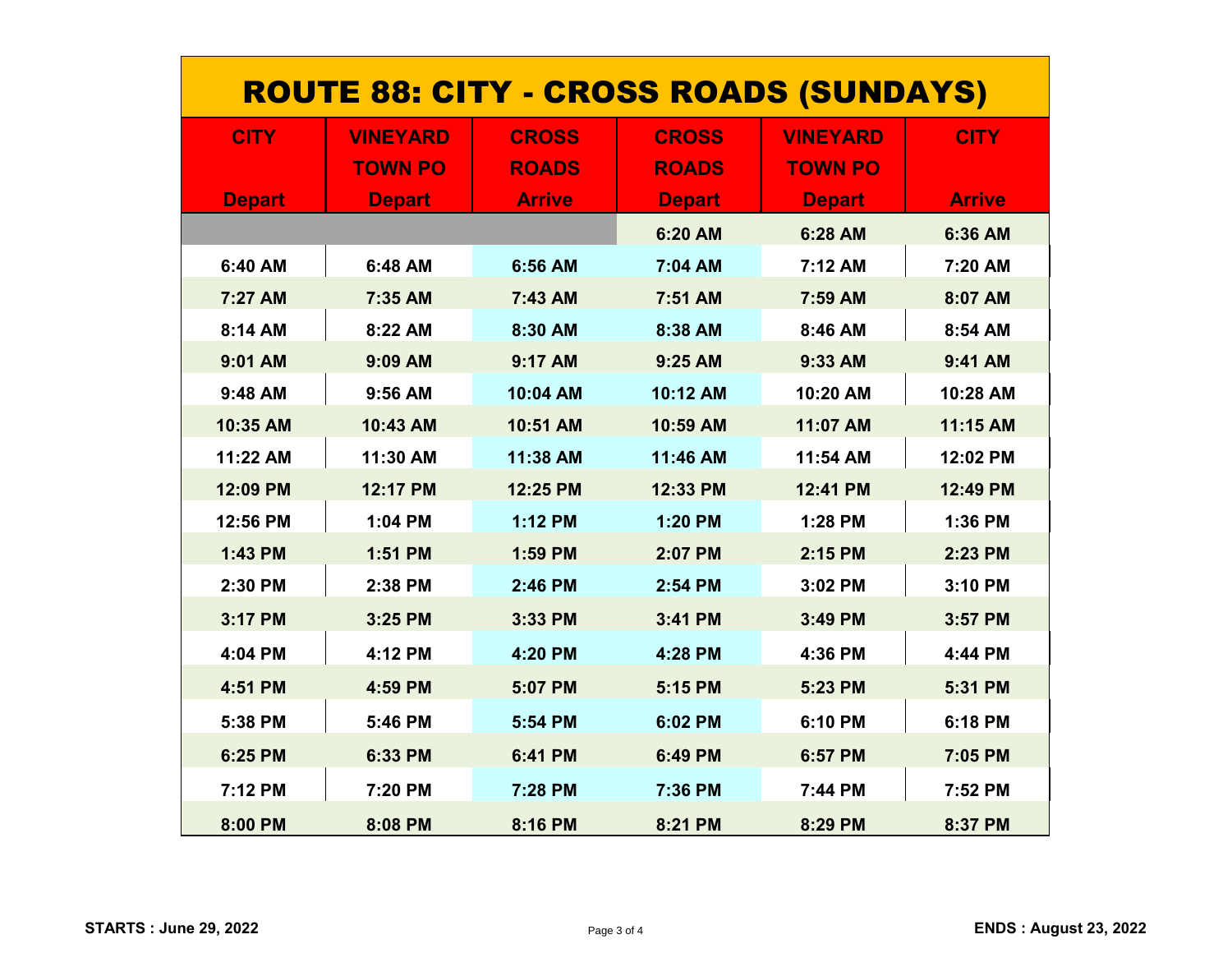# ROUTE 88: CITY - CROSS ROADS (SUNDAYS)

| CITY Depart | VINEYARD TOWN PO Depart | CROSS ROADS Arrive | CROSS ROADS Depart | VINEYARD TOWN PO Depart | CITY Arrive |
|---|---|---|---|---|---|
| | | | 6:20 AM | 6:28 AM | 6:36 AM |
| 6:40 AM | 6:48 AM | 6:56 AM | 7:04 AM | 7:12 AM | 7:20 AM |
| 7:27 AM | 7:35 AM | 7:43 AM | 7:51 AM | 7:59 AM | 8:07 AM |
| 8:14 AM | 8:22 AM | 8:30 AM | 8:38 AM | 8:46 AM | 8:54 AM |
| 9:01 AM | 9:09 AM | 9:17 AM | 9:25 AM | 9:33 AM | 9:41 AM |
| 9:48 AM | 9:56 AM | 10:04 AM | 10:12 AM | 10:20 AM | 10:28 AM |
| 10:35 AM | 10:43 AM | 10:51 AM | 10:59 AM | 11:07 AM | 11:15 AM |
| 11:22 AM | 11:30 AM | 11:38 AM | 11:46 AM | 11:54 AM | 12:02 PM |
| 12:09 PM | 12:17 PM | 12:25 PM | 12:33 PM | 12:41 PM | 12:49 PM |
| 12:56 PM | 1:04 PM | 1:12 PM | 1:20 PM | 1:28 PM | 1:36 PM |
| 1:43 PM | 1:51 PM | 1:59 PM | 2:07 PM | 2:15 PM | 2:23 PM |
| 2:30 PM | 2:38 PM | 2:46 PM | 2:54 PM | 3:02 PM | 3:10 PM |
| 3:17 PM | 3:25 PM | 3:33 PM | 3:41 PM | 3:49 PM | 3:57 PM |
| 4:04 PM | 4:12 PM | 4:20 PM | 4:28 PM | 4:36 PM | 4:44 PM |
| 4:51 PM | 4:59 PM | 5:07 PM | 5:15 PM | 5:23 PM | 5:31 PM |
| 5:38 PM | 5:46 PM | 5:54 PM | 6:02 PM | 6:10 PM | 6:18 PM |
| 6:25 PM | 6:33 PM | 6:41 PM | 6:49 PM | 6:57 PM | 7:05 PM |
| 7:12 PM | 7:20 PM | 7:28 PM | 7:36 PM | 7:44 PM | 7:52 PM |
| 8:00 PM | 8:08 PM | 8:16 PM | 8:21 PM | 8:29 PM | 8:37 PM |

**STARTS : June 29, 2022**

**ENDS : August 23, 2022**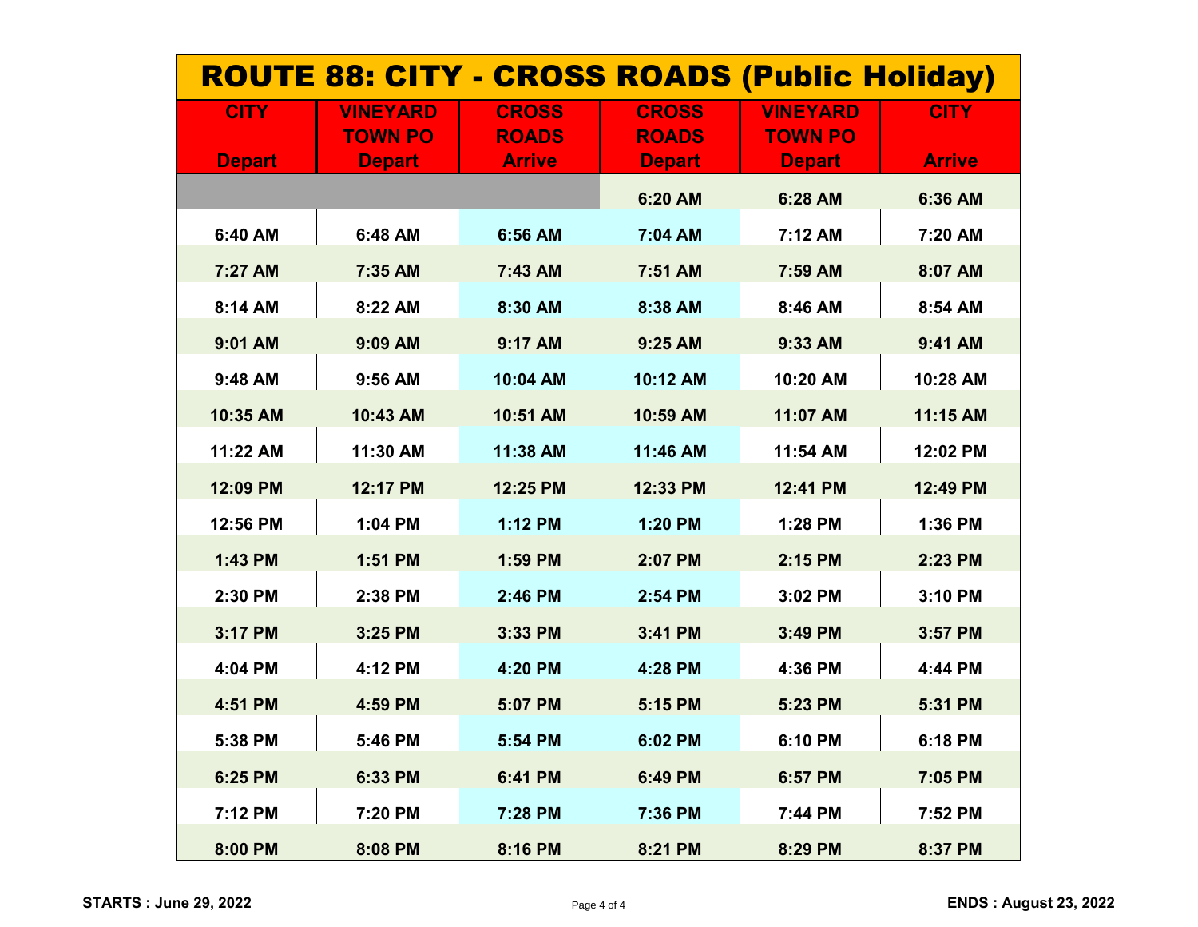# ROUTE 88: CITY - CROSS ROADS (Public Holiday)

| CITY Depart | VINEYARD TOWN PO Depart | CROSS ROADS Arrive | CROSS ROADS Depart | VINEYARD TOWN PO Depart | CITY Arrive |
|---|---|---|---|---|---|
| | | | 6:20 AM | 6:28 AM | 6:36 AM |
| 6:40 AM | 6:48 AM | 6:56 AM | 7:04 AM | 7:12 AM | 7:20 AM |
| 7:27 AM | 7:35 AM | 7:43 AM | 7:51 AM | 7:59 AM | 8:07 AM |
| 8:14 AM | 8:22 AM | 8:30 AM | 8:38 AM | 8:46 AM | 8:54 AM |
| 9:01 AM | 9:09 AM | 9:17 AM | 9:25 AM | 9:33 AM | 9:41 AM |
| 9:48 AM | 9:56 AM | 10:04 AM | 10:12 AM | 10:20 AM | 10:28 AM |
| 10:35 AM | 10:43 AM | 10:51 AM | 10:59 AM | 11:07 AM | 11:15 AM |
| 11:22 AM | 11:30 AM | 11:38 AM | 11:46 AM | 11:54 AM | 12:02 PM |
| 12:09 PM | 12:17 PM | 12:25 PM | 12:33 PM | 12:41 PM | 12:49 PM |
| 12:56 PM | 1:04 PM | 1:12 PM | 1:20 PM | 1:28 PM | 1:36 PM |
| 1:43 PM | 1:51 PM | 1:59 PM | 2:07 PM | 2:15 PM | 2:23 PM |
| 2:30 PM | 2:38 PM | 2:46 PM | 2:54 PM | 3:02 PM | 3:10 PM |
| 3:17 PM | 3:25 PM | 3:33 PM | 3:41 PM | 3:49 PM | 3:57 PM |
| 4:04 PM | 4:12 PM | 4:20 PM | 4:28 PM | 4:36 PM | 4:44 PM |
| 4:51 PM | 4:59 PM | 5:07 PM | 5:15 PM | 5:23 PM | 5:31 PM |
| 5:38 PM | 5:46 PM | 5:54 PM | 6:02 PM | 6:10 PM | 6:18 PM |
| 6:25 PM | 6:33 PM | 6:41 PM | 6:49 PM | 6:57 PM | 7:05 PM |
| 7:12 PM | 7:20 PM | 7:28 PM | 7:36 PM | 7:44 PM | 7:52 PM |
| 8:00 PM | 8:08 PM | 8:16 PM | 8:21 PM | 8:29 PM | 8:37 PM |

**STARTS : June 29, 2022**

**ENDS : August 23, 2022**